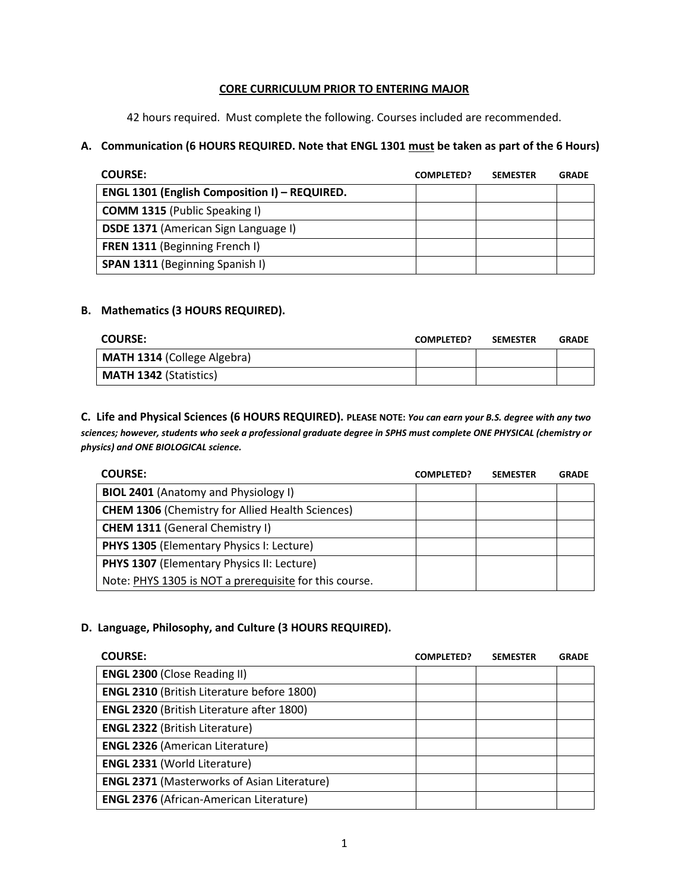## CORE CURRICULUM PRIOR TO ENTERING MAJOR

42 hours required. Must complete the following. Courses included are recommended.

### A. Communication (6 HOURS REQUIRED. Note that ENGL 1301 must be taken as part of the 6 Hours)

| COURSE: | COMPLETED? | SEMESTER | GRADE |
|---|---|---|---|
| **ENGL 1301 (English Composition I) – REQUIRED.** | | | |
| **COMM 1315** (Public Speaking I) | | | |
| **DSDE 1371** (American Sign Language I) | | | |
| **FREN 1311** (Beginning French I) | | | |
| **SPAN 1311** (Beginning Spanish I) | | | |

### B. Mathematics (3 HOURS REQUIRED).

| COURSE: | COMPLETED? | SEMESTER | GRADE |
|---|---|---|---|
| **MATH 1314** (College Algebra) | | | |
| **MATH 1342** (Statistics) | | | |

### C. Life and Physical Sciences (6 HOURS REQUIRED). 

**PLEASE NOTE:** ***You can earn your B.S. degree with any two sciences; however, students who seek a professional graduate degree in SPHS must complete ONE PHYSICAL (chemistry or physics) and ONE BIOLOGICAL science.***

| COURSE: | COMPLETED? | SEMESTER | GRADE |
|---|---|---|---|
| **BIOL 2401** (Anatomy and Physiology I) | | | |
| **CHEM 1306** (Chemistry for Allied Health Sciences) | | | |
| **CHEM 1311** (General Chemistry I) | | | |
| **PHYS 1305** (Elementary Physics I: Lecture) | | | |
| **PHYS 1307** (Elementary Physics II: Lecture) Note: PHYS 1305 is NOT a prerequisite for this course. | | | |

### D. Language, Philosophy, and Culture (3 HOURS REQUIRED).

| COURSE: | COMPLETED? | SEMESTER | GRADE |
|---|---|---|---|
| **ENGL 2300** (Close Reading II) | | | |
| **ENGL 2310** (British Literature before 1800) | | | |
| **ENGL 2320** (British Literature after 1800) | | | |
| **ENGL 2322** (British Literature) | | | |
| **ENGL 2326** (American Literature) | | | |
| **ENGL 2331** (World Literature) | | | |
| **ENGL 2371** (Masterworks of Asian Literature) | | | |
| **ENGL 2376** (African-American Literature) | | | |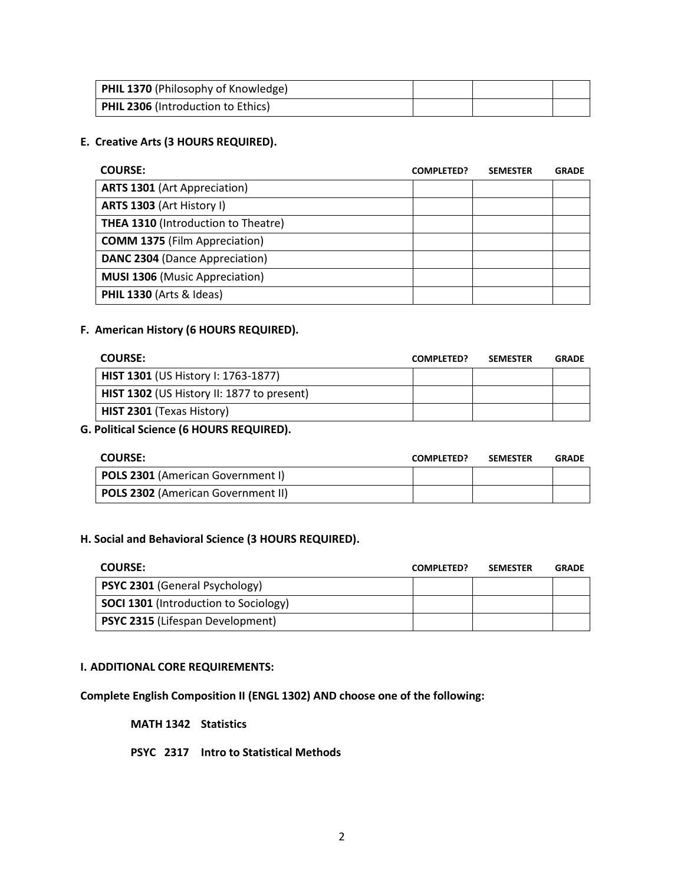| | | | |
|---|---|---|---|
| **PHIL 1370** (Philosophy of Knowledge) | | | |
| **PHIL 2306** (Introduction to Ethics) | | | |

**E. Creative Arts (3 HOURS REQUIRED).**

| COURSE: | COMPLETED? | SEMESTER | GRADE |
|---|---|---|---|
| **ARTS 1301** (Art Appreciation) | | | |
| **ARTS 1303** (Art History I) | | | |
| **THEA 1310** (Introduction to Theatre) | | | |
| **COMM 1375** (Film Appreciation) | | | |
| **DANC 2304** (Dance Appreciation) | | | |
| **MUSI 1306** (Music Appreciation) | | | |
| **PHIL 1330** (Arts & Ideas) | | | |

**F. American History (6 HOURS REQUIRED).**

| COURSE: | COMPLETED? | SEMESTER | GRADE |
|---|---|---|---|
| **HIST 1301** (US History I: 1763-1877) | | | |
| **HIST 1302** (US History II: 1877 to present) | | | |
| **HIST 2301** (Texas History) | | | |

**G. Political Science (6 HOURS REQUIRED).**

| COURSE: | COMPLETED? | SEMESTER | GRADE |
|---|---|---|---|
| **POLS 2301** (American Government I) | | | |
| **POLS 2302** (American Government II) | | | |

**H. Social and Behavioral Science (3 HOURS REQUIRED).**

| COURSE: | COMPLETED? | SEMESTER | GRADE |
|---|---|---|---|
| **PSYC 2301** (General Psychology) | | | |
| **SOCI 1301** (Introduction to Sociology) | | | |
| **PSYC 2315** (Lifespan Development) | | | |

**I. ADDITIONAL CORE REQUIREMENTS:**

**Complete English Composition II (ENGL 1302) AND choose one of the following:**

**MATH 1342 Statistics**

**PSYC 2317 Intro to Statistical Methods**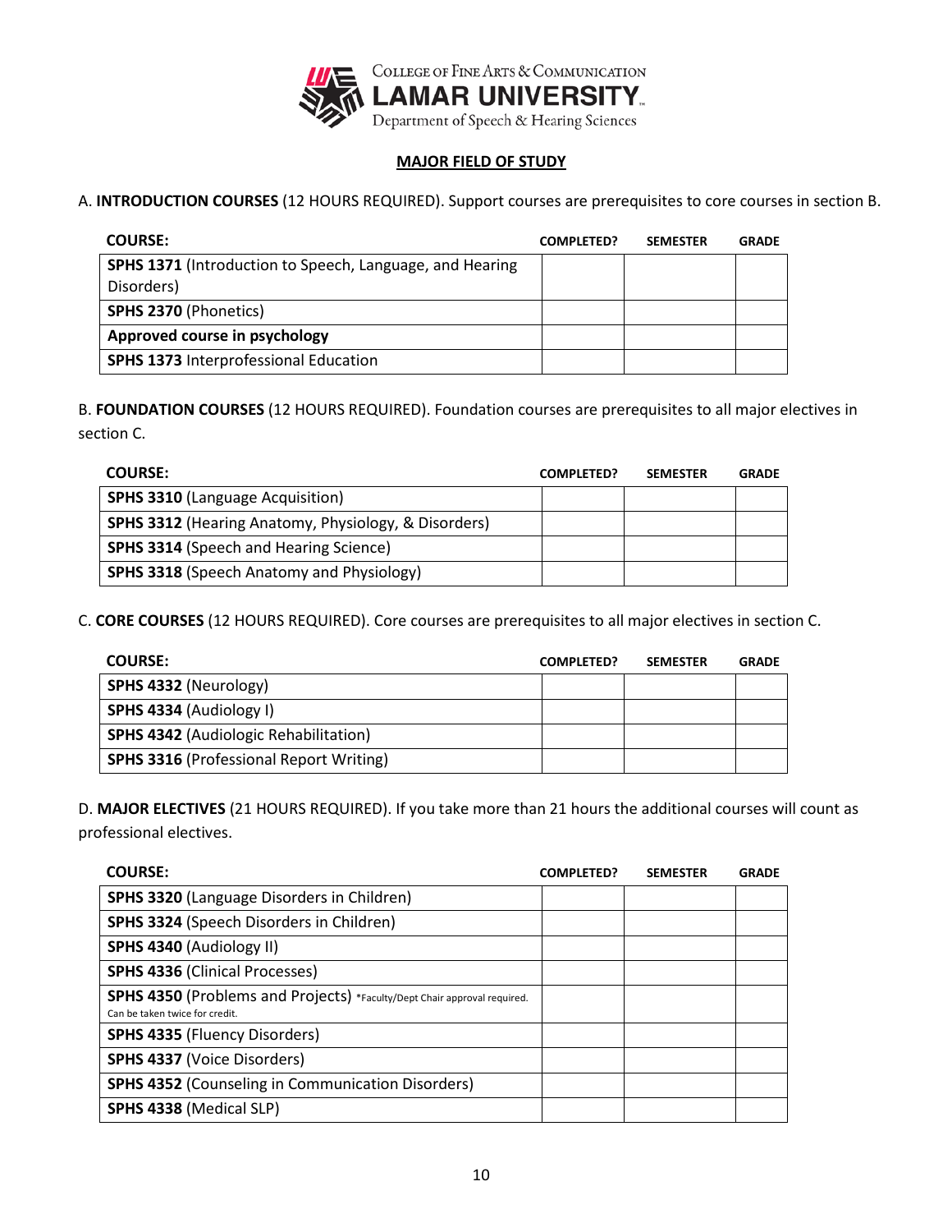College of Fine Arts & Communication
**LAMAR UNIVERSITY**
Department of Speech & Hearing Sciences

## MAJOR FIELD OF STUDY

A. **INTRODUCTION COURSES** (12 HOURS REQUIRED). Support courses are prerequisites to core courses in section B.

| COURSE: | COMPLETED? | SEMESTER | GRADE |
|---|---|---|---|
| **SPHS 1371** (Introduction to Speech, Language, and Hearing Disorders) | | | |
| **SPHS 2370** (Phonetics) | | | |
| **Approved course in psychology** | | | |
| **SPHS 1373** Interprofessional Education | | | |

B. **FOUNDATION COURSES** (12 HOURS REQUIRED). Foundation courses are prerequisites to all major electives in section C.

| COURSE: | COMPLETED? | SEMESTER | GRADE |
|---|---|---|---|
| **SPHS 3310** (Language Acquisition) | | | |
| **SPHS 3312** (Hearing Anatomy, Physiology, & Disorders) | | | |
| **SPHS 3314** (Speech and Hearing Science) | | | |
| **SPHS 3318** (Speech Anatomy and Physiology) | | | |

C. **CORE COURSES** (12 HOURS REQUIRED). Core courses are prerequisites to all major electives in section C.

| COURSE: | COMPLETED? | SEMESTER | GRADE |
|---|---|---|---|
| **SPHS 4332** (Neurology) | | | |
| **SPHS 4334** (Audiology I) | | | |
| **SPHS 4342** (Audiologic Rehabilitation) | | | |
| **SPHS 3316** (Professional Report Writing) | | | |

D. **MAJOR ELECTIVES** (21 HOURS REQUIRED). If you take more than 21 hours the additional courses will count as professional electives.

| COURSE: | COMPLETED? | SEMESTER | GRADE |
|---|---|---|---|
| **SPHS 3320** (Language Disorders in Children) | | | |
| **SPHS 3324** (Speech Disorders in Children) | | | |
| **SPHS 4340** (Audiology II) | | | |
| **SPHS 4336** (Clinical Processes) | | | |
| **SPHS 4350** (Problems and Projects) *Faculty/Dept Chair approval required. Can be taken twice for credit. | | | |
| **SPHS 4335** (Fluency Disorders) | | | |
| **SPHS 4337** (Voice Disorders) | | | |
| **SPHS 4352** (Counseling in Communication Disorders) | | | |
| **SPHS 4338** (Medical SLP) | | | |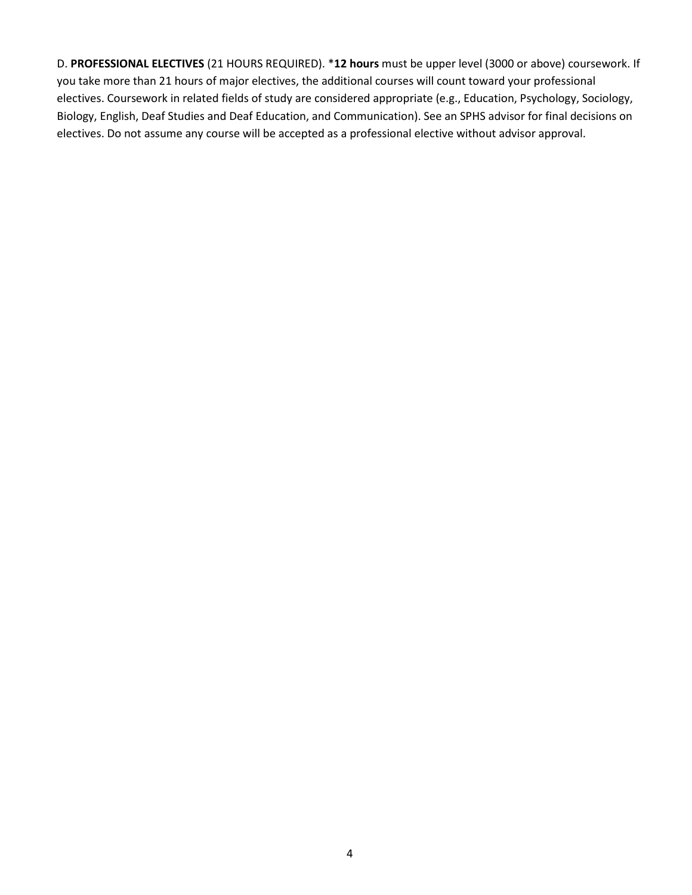D. **PROFESSIONAL ELECTIVES** (21 HOURS REQUIRED). ***12 hours** must be upper level (3000 or above) coursework. If you take more than 21 hours of major electives, the additional courses will count toward your professional electives. Coursework in related fields of study are considered appropriate (e.g., Education, Psychology, Sociology, Biology, English, Deaf Studies and Deaf Education, and Communication). See an SPHS advisor for final decisions on electives. Do not assume any course will be accepted as a professional elective without advisor approval.